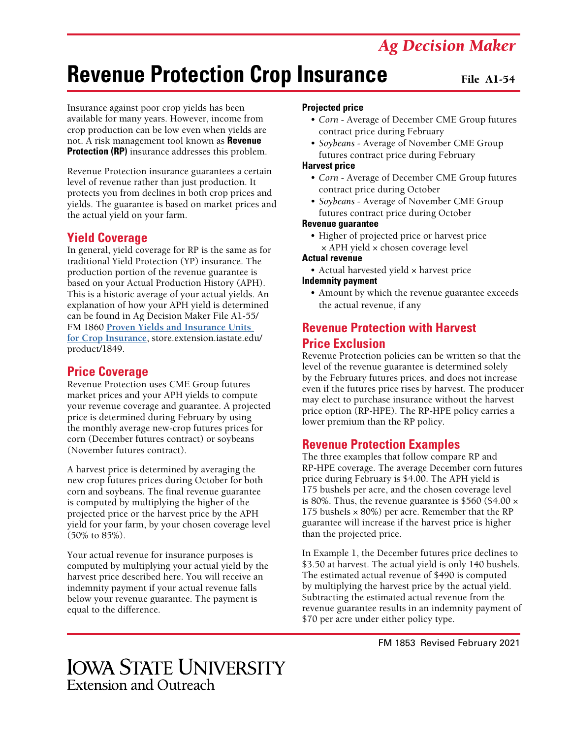# Revenue Protection Crop Insurance

Ag Decision Maker

File A1-54

Insurance against poor crop yields has been available for many years. However, income from crop production can be low even when yields are not. A risk management tool known as **Revenue Protection (RP)** insurance addresses this problem.

Revenue Protection insurance guarantees a certain level of revenue rather than just production. It protects you from declines in both crop prices and yields. The guarantee is based on market prices and the actual yield on your farm.

## Yield Coverage

In general, yield coverage for RP is the same as for traditional Yield Protection (YP) insurance. The production portion of the revenue guarantee is based on your Actual Production History (APH). This is a historic average of your actual yields. An explanation of how your APH yield is determined can be found in Ag Decision Maker File A1-55/ FM 1860 **Proven Yields and Insurance Units for Crop Insurance**, store.extension.iastate.edu/ product/1849.

## Price Coverage

Revenue Protection uses CME Group futures market prices and your APH yields to compute your revenue coverage and guarantee. A projected price is determined during February by using the monthly average new-crop futures prices for corn (December futures contract) or soybeans (November futures contract).

A harvest price is determined by averaging the new crop futures prices during October for both corn and soybeans. The final revenue guarantee is computed by multiplying the higher of the projected price or the harvest price by the APH yield for your farm, by your chosen coverage level (50% to 85%).

Your actual revenue for insurance purposes is computed by multiplying your actual yield by the harvest price described here. You will receive an indemnity payment if your actual revenue falls below your revenue guarantee. The payment is equal to the difference.

**Projected price**

- *Corn* - Average of December CME Group futures contract price during February
- *Soybeans* - Average of November CME Group futures contract price during February

**Harvest price**

- *Corn* - Average of December CME Group futures contract price during October
- *Soybeans* - Average of November CME Group futures contract price during October

**Revenue guarantee**

- Higher of projected price or harvest price × APH yield × chosen coverage level

**Actual revenue**

- Actual harvested yield × harvest price

**Indemnity payment**

- Amount by which the revenue guarantee exceeds the actual revenue, if any

## Revenue Protection with Harvest Price Exclusion

Revenue Protection policies can be written so that the level of the revenue guarantee is determined solely by the February futures prices, and does not increase even if the futures price rises by harvest. The producer may elect to purchase insurance without the harvest price option (RP-HPE). The RP-HPE policy carries a lower premium than the RP policy.

## Revenue Protection Examples

The three examples that follow compare RP and RP-HPE coverage. The average December corn futures price during February is $4.00. The APH yield is 175 bushels per acre, and the chosen coverage level is 80%. Thus, the revenue guarantee is $560 ($4.00 × 175 bushels × 80%) per acre. Remember that the RP guarantee will increase if the harvest price is higher than the projected price.

In Example 1, the December futures price declines to $3.50 at harvest. The actual yield is only 140 bushels. The estimated actual revenue of $490 is computed by multiplying the harvest price by the actual yield. Subtracting the estimated actual revenue from the revenue guarantee results in an indemnity payment of $70 per acre under either policy type.

FM 1853 Revised February 2021

Iowa State University Extension and Outreach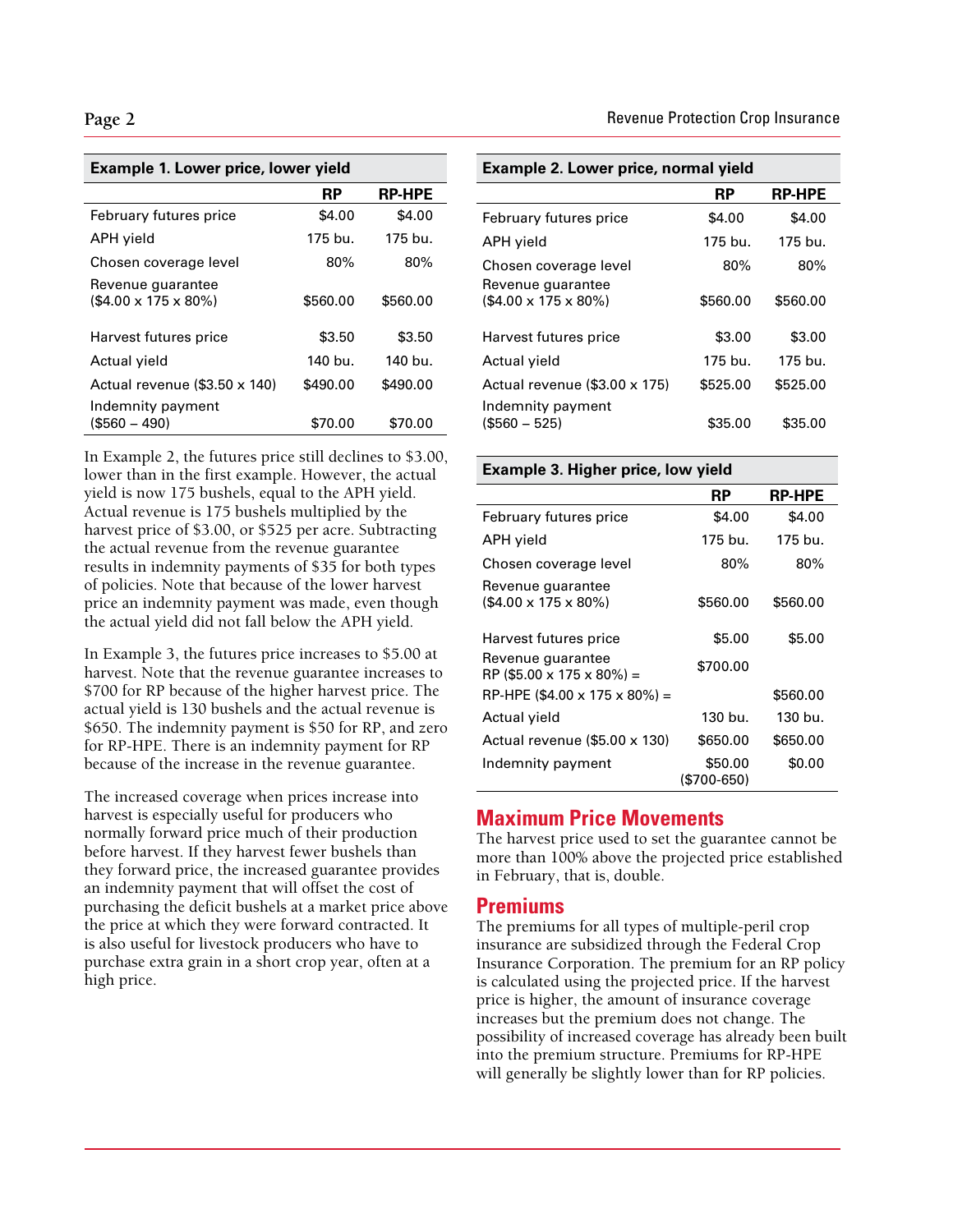| Example 1. Lower price, lower yield | | |
|---|---|---|
| | **RP** | **RP-HPE** |
| February futures price | $4.00 | $4.00 |
| APH yield | 175 bu. | 175 bu. |
| Chosen coverage level | 80% | 80% |
| Revenue guarantee ($4.00 x 175 x 80%) | $560.00 | $560.00 |
| Harvest futures price | $3.50 | $3.50 |
| Actual yield | 140 bu. | 140 bu. |
| Actual revenue ($3.50 x 140) | $490.00 | $490.00 |
| Indemnity payment ($560 – 490) | $70.00 | $70.00 |

In Example 2, the futures price still declines to $3.00, lower than in the first example. However, the actual yield is now 175 bushels, equal to the APH yield. Actual revenue is 175 bushels multiplied by the harvest price of $3.00, or $525 per acre. Subtracting the actual revenue from the revenue guarantee results in indemnity payments of $35 for both types of policies. Note that because of the lower harvest price an indemnity payment was made, even though the actual yield did not fall below the APH yield.

In Example 3, the futures price increases to $5.00 at harvest. Note that the revenue guarantee increases to $700 for RP because of the higher harvest price. The actual yield is 130 bushels and the actual revenue is $650. The indemnity payment is $50 for RP, and zero for RP-HPE. There is an indemnity payment for RP because of the increase in the revenue guarantee.

The increased coverage when prices increase into harvest is especially useful for producers who normally forward price much of their production before harvest. If they harvest fewer bushels than they forward price, the increased guarantee provides an indemnity payment that will offset the cost of purchasing the deficit bushels at a market price above the price at which they were forward contracted. It is also useful for livestock producers who have to purchase extra grain in a short crop year, often at a high price.

| Example 2. Lower price, normal yield | | |
|---|---|---|
| | **RP** | **RP-HPE** |
| February futures price | $4.00 | $4.00 |
| APH yield | 175 bu. | 175 bu. |
| Chosen coverage level | 80% | 80% |
| Revenue guarantee ($4.00 x 175 x 80%) | $560.00 | $560.00 |
| Harvest futures price | $3.00 | $3.00 |
| Actual yield | 175 bu. | 175 bu. |
| Actual revenue ($3.00 x 175) | $525.00 | $525.00 |
| Indemnity payment ($560 – 525) | $35.00 | $35.00 |

| Example 3. Higher price, low yield | | |
|---|---|---|
| | **RP** | **RP-HPE** |
| February futures price | $4.00 | $4.00 |
| APH yield | 175 bu. | 175 bu. |
| Chosen coverage level | 80% | 80% |
| Revenue guarantee ($4.00 x 175 x 80%) | $560.00 | $560.00 |
| Harvest futures price | $5.00 | $5.00 |
| Revenue guarantee RP ($5.00 x 175 x 80%) = | $700.00 | |
| RP-HPE ($4.00 x 175 x 80%) = | | $560.00 |
| Actual yield | 130 bu. | 130 bu. |
| Actual revenue ($5.00 x 130) | $650.00 | $650.00 |
| Indemnity payment | $50.00 ($700-650) | $0.00 |

## Maximum Price Movements

The harvest price used to set the guarantee cannot be more than 100% above the projected price established in February, that is, double.

## Premiums

The premiums for all types of multiple-peril crop insurance are subsidized through the Federal Crop Insurance Corporation. The premium for an RP policy is calculated using the projected price. If the harvest price is higher, the amount of insurance coverage increases but the premium does not change. The possibility of increased coverage has already been built into the premium structure. Premiums for RP-HPE will generally be slightly lower than for RP policies.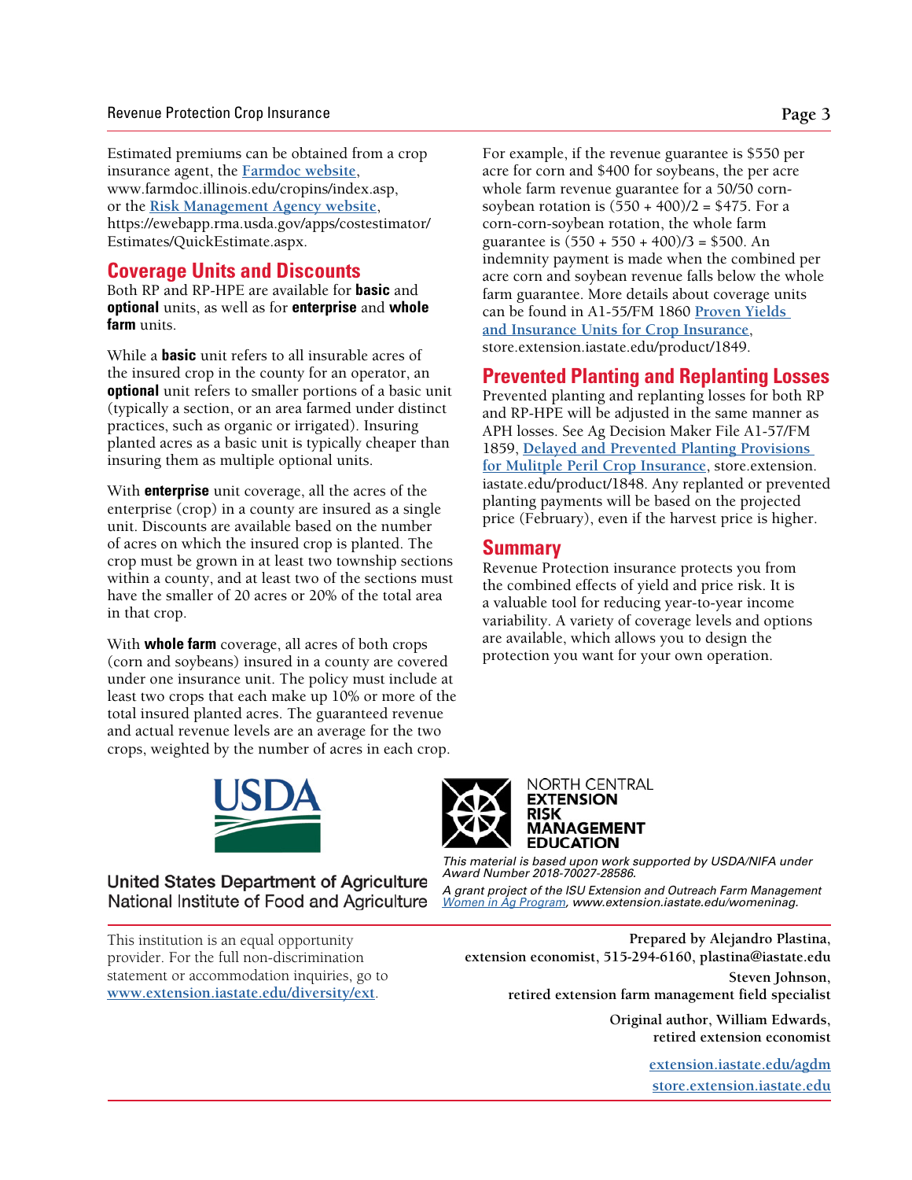Estimated premiums can be obtained from a crop insurance agent, the [Farmdoc website](www.farmdoc.illinois.edu/cropins/index.asp), www.farmdoc.illinois.edu/cropins/index.asp, or the [Risk Management Agency website](https://ewebapp.rma.usda.gov/apps/costestimator/Estimates/QuickEstimate.aspx), https://ewebapp.rma.usda.gov/apps/costestimator/Estimates/QuickEstimate.aspx.

## Coverage Units and Discounts

Both RP and RP-HPE are available for **basic** and **optional** units, as well as for **enterprise** and **whole farm** units.

While a **basic** unit refers to all insurable acres of the insured crop in the county for an operator, an **optional** unit refers to smaller portions of a basic unit (typically a section, or an area farmed under distinct practices, such as organic or irrigated). Insuring planted acres as a basic unit is typically cheaper than insuring them as multiple optional units.

With **enterprise** unit coverage, all the acres of the enterprise (crop) in a county are insured as a single unit. Discounts are available based on the number of acres on which the insured crop is planted. The crop must be grown in at least two township sections within a county, and at least two of the sections must have the smaller of 20 acres or 20% of the total area in that crop.

With **whole farm** coverage, all acres of both crops (corn and soybeans) insured in a county are covered under one insurance unit. The policy must include at least two crops that each make up 10% or more of the total insured planted acres. The guaranteed revenue and actual revenue levels are an average for the two crops, weighted by the number of acres in each crop.

For example, if the revenue guarantee is $550 per acre for corn and $400 for soybeans, the per acre whole farm revenue guarantee for a 50/50 corn-soybean rotation is (550 + 400)/2 = $475. For a corn-corn-soybean rotation, the whole farm guarantee is (550 + 550 + 400)/3 = $500. An indemnity payment is made when the combined per acre corn and soybean revenue falls below the whole farm guarantee. More details about coverage units can be found in A1-55/FM 1860 [Proven Yields and Insurance Units for Crop Insurance](store.extension.iastate.edu/product/1849), store.extension.iastate.edu/product/1849.

## Prevented Planting and Replanting Losses

Prevented planting and replanting losses for both RP and RP-HPE will be adjusted in the same manner as APH losses. See Ag Decision Maker File A1-57/FM 1859, [Delayed and Prevented Planting Provisions for Mulitple Peril Crop Insurance](store.extension.iastate.edu/product/1848), store.extension.iastate.edu/product/1848. Any replanted or prevented planting payments will be based on the projected price (February), even if the harvest price is higher.

## Summary

Revenue Protection insurance protects you from the combined effects of yield and price risk. It is a valuable tool for reducing year-to-year income variability. A variety of coverage levels and options are available, which allows you to design the protection you want for your own operation.

USDA

United States Department of Agriculture
National Institute of Food and Agriculture

NORTH CENTRAL EXTENSION RISK MANAGEMENT EDUCATION

*This material is based upon work supported by USDA/NIFA under Award Number 2018-70027-28586.*

*A grant project of the ISU Extension and Outreach Farm Management [Women in Ag Program](www.extension.iastate.edu/womeninag), www.extension.iastate.edu/womeninag.*

This institution is an equal opportunity provider. For the full non-discrimination statement or accommodation inquiries, go to [www.extension.iastate.edu/diversity/ext](www.extension.iastate.edu/diversity/ext).

**Prepared by Alejandro Plastina, extension economist, 515-294-6160, plastina@iastate.edu**

**Steven Johnson, retired extension farm management field specialist**

**Original author, William Edwards, retired extension economist**

[extension.iastate.edu/agdm](extension.iastate.edu/agdm)

[store.extension.iastate.edu](store.extension.iastate.edu)